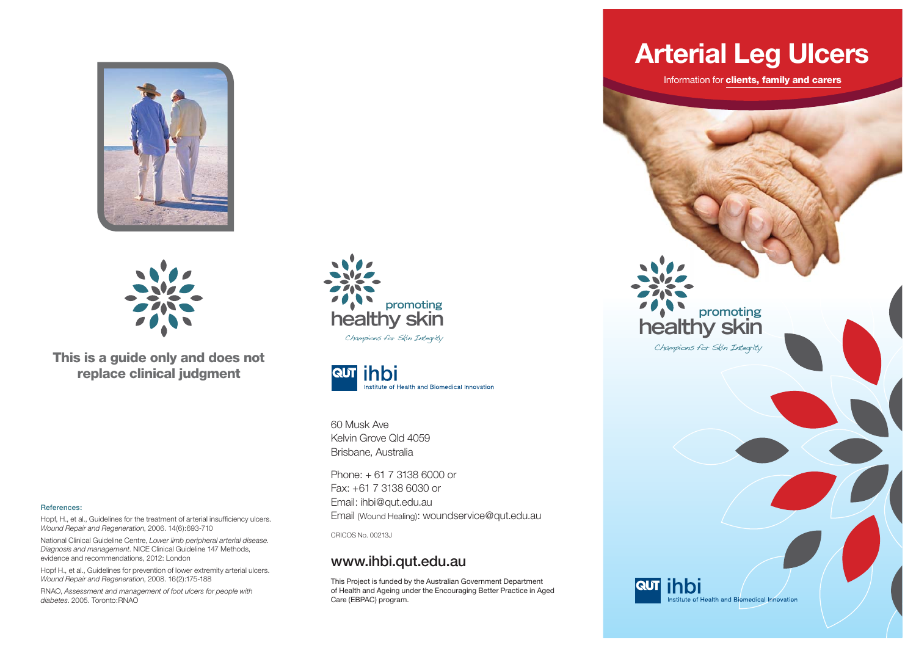**This is a guide only and does not replace clinical judgment**

References:

Hopf, H., et al., Guidelines for the treatment of arterial insufficiency ulcers. *Wound Repair and Regeneration*, 2006. 14(6):693-710

National Clinical Guideline Centre, *Lower limb peripheral arterial disease. Diagnosis and management*. NICE Clinical Guideline 147 Methods, evidence and recommendations, 2012: London

Hopf H., et al., Guidelines for prevention of lower extremity arterial ulcers. *Wound Repair and Regeneration*, 2008. 16(2):175-188

RNAO, *Assessment and management of foot ulcers for people with diabetes*. 2005. Toronto:RNAO

promoting healthy skin

*Champions for Skin Integrity*

QUT ihbi Institute of Health and Biomedical Innovation

60 Musk Ave
Kelvin Grove Qld 4059
Brisbane, Australia

Phone: + 61 7 3138 6000 or
Fax: +61 7 3138 6030 or
Email: ihbi@qut.edu.au
Email (Wound Healing): woundservice@qut.edu.au

CRICOS No. 00213J

## www.ihbi.qut.edu.au

This Project is funded by the Australian Government Department of Health and Ageing under the Encouraging Better Practice in Aged Care (EBPAC) program.

# Arterial Leg Ulcers

Information for **clients, family and carers**

promoting healthy skin

*Champions for Skin Integrity*

QUT ihbi Institute of Health and Biomedical Innovation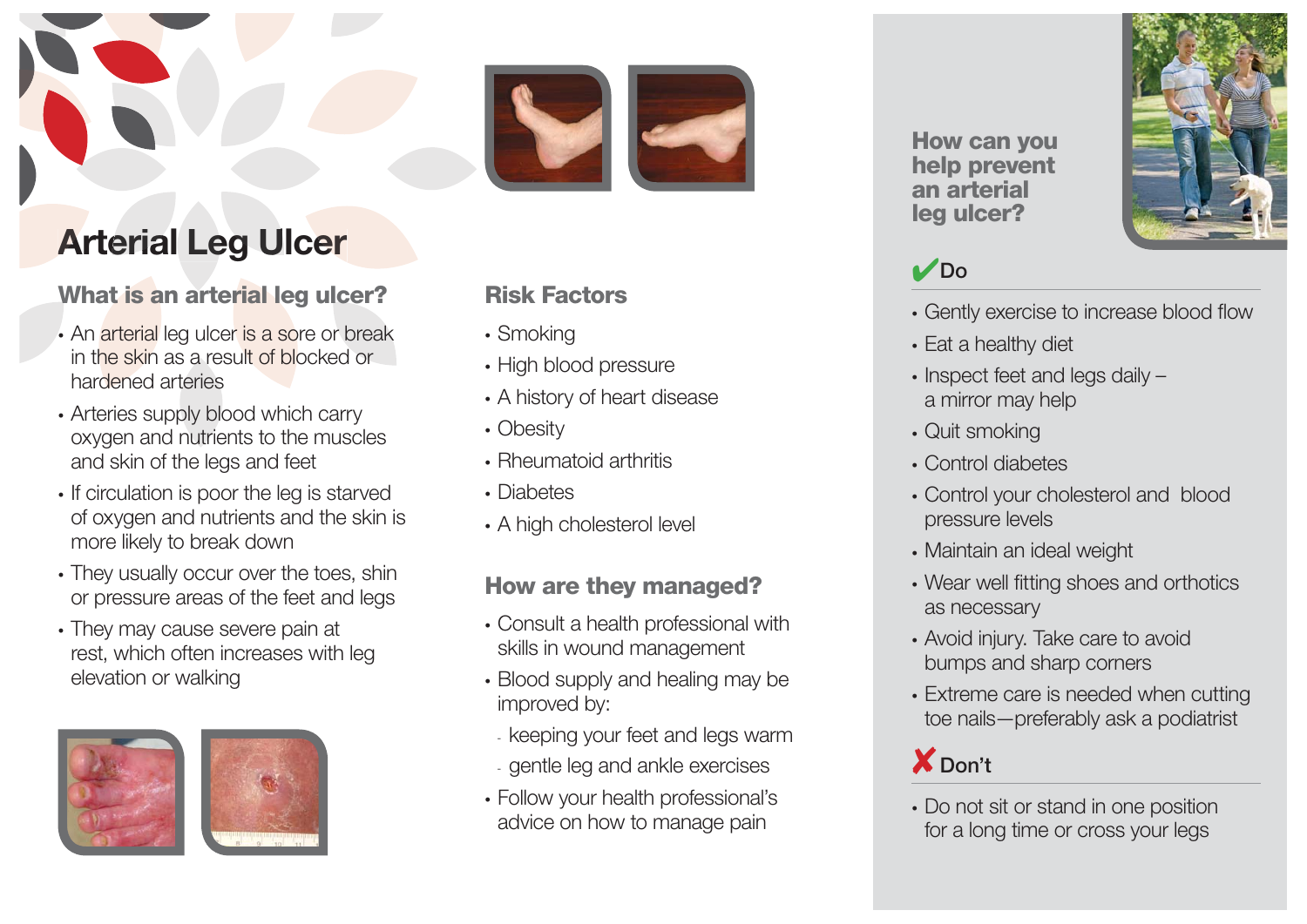# Arterial Leg Ulcer

## What is an arterial leg ulcer?

- An arterial leg ulcer is a sore or break in the skin as a result of blocked or hardened arteries
- Arteries supply blood which carry oxygen and nutrients to the muscles and skin of the legs and feet
- If circulation is poor the leg is starved of oxygen and nutrients and the skin is more likely to break down
- They usually occur over the toes, shin or pressure areas of the feet and legs
- They may cause severe pain at rest, which often increases with leg elevation or walking

## Risk Factors

- Smoking
- High blood pressure
- A history of heart disease
- Obesity
- Rheumatoid arthritis
- Diabetes
- A high cholesterol level

## How are they managed?

- Consult a health professional with skills in wound management
- Blood supply and healing may be improved by:
  - keeping your feet and legs warm
  - gentle leg and ankle exercises
- Follow your health professional's advice on how to manage pain

## How can you help prevent an arterial leg ulcer?

### ✔ Do

- Gently exercise to increase blood flow
- Eat a healthy diet
- Inspect feet and legs daily – a mirror may help
- Quit smoking
- Control diabetes
- Control your cholesterol and blood pressure levels
- Maintain an ideal weight
- Wear well fitting shoes and orthotics as necessary
- Avoid injury. Take care to avoid bumps and sharp corners
- Extreme care is needed when cutting toe nails—preferably ask a podiatrist

### ✘ Don't

- Do not sit or stand in one position for a long time or cross your legs